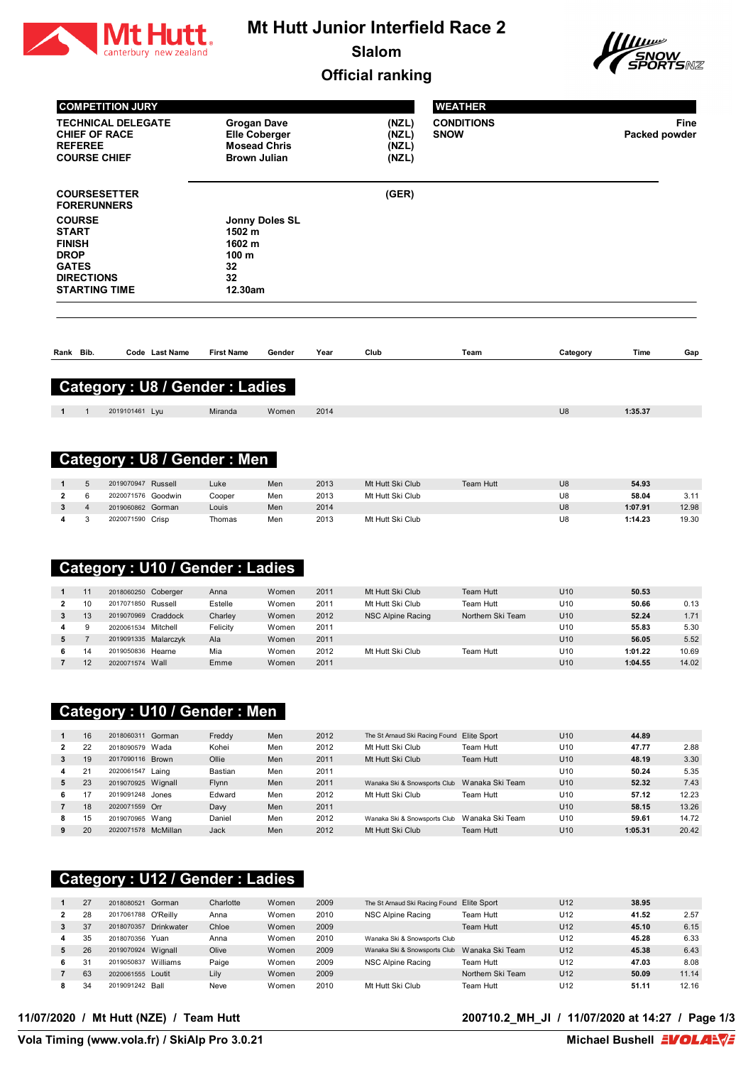# Mt Hutt Junior Interfield Race 2

## Slalom

## Official ranking

| COMPETITION JURY | | |
|---|---|---|
| TECHNICAL DELEGATE | Grogan Dave | (NZL) |
| CHIEF OF RACE | Elle Coberger | (NZL) |
| REFEREE | Mosead Chris | (NZL) |
| COURSE CHIEF | Brown Julian | (NZL) |

| WEATHER | |
|---|---|
| CONDITIONS | Fine |
| SNOW | Packed powder |

| | | |
|---|---|---|
| COURSESETTER | | (GER) |
| FORERUNNERS | | |
| COURSE | Jonny Doles SL | |
| START | 1502 m | |
| FINISH | 1602 m | |
| DROP | 100 m | |
| GATES | 32 | |
| DIRECTIONS | 32 | |
| STARTING TIME | 12.30am | |

## Category : U8 / Gender : Ladies

| Rank | Bib. | Code | Last Name | First Name | Gender | Year | Club | Team | Category | Time | Gap |
|---|---|---|---|---|---|---|---|---|---|---|---|
| 1 | 1 | 2019101461 | Lyu | Miranda | Women | 2014 | | | U8 | 1:35.37 | |

## Category : U8 / Gender : Men

| Rank | Bib. | Code | Last Name | First Name | Gender | Year | Club | Team | Category | Time | Gap |
|---|---|---|---|---|---|---|---|---|---|---|---|
| 1 | 5 | 2019070947 | Russell | Luke | Men | 2013 | Mt Hutt Ski Club | Team Hutt | U8 | 54.93 | |
| 2 | 6 | 2020071576 | Goodwin | Cooper | Men | 2013 | Mt Hutt Ski Club | | U8 | 58.04 | 3.11 |
| 3 | 4 | 2019060862 | Gorman | Louis | Men | 2014 | | | U8 | 1:07.91 | 12.98 |
| 4 | 3 | 2020071590 | Crisp | Thomas | Men | 2013 | Mt Hutt Ski Club | | U8 | 1:14.23 | 19.30 |

## Category : U10 / Gender : Ladies

| Rank | Bib. | Code | Last Name | First Name | Gender | Year | Club | Team | Category | Time | Gap |
|---|---|---|---|---|---|---|---|---|---|---|---|
| 1 | 11 | 2018060250 | Coberger | Anna | Women | 2011 | Mt Hutt Ski Club | Team Hutt | U10 | 50.53 | |
| 2 | 10 | 2017071850 | Russell | Estelle | Women | 2011 | Mt Hutt Ski Club | Team Hutt | U10 | 50.66 | 0.13 |
| 3 | 13 | 2019070969 | Craddock | Charley | Women | 2012 | NSC Alpine Racing | Northern Ski Team | U10 | 52.24 | 1.71 |
| 4 | 9 | 2020061534 | Mitchell | Felicity | Women | 2011 | | | U10 | 55.83 | 5.30 |
| 5 | 7 | 2019091335 | Malarczyk | Ala | Women | 2011 | | | U10 | 56.05 | 5.52 |
| 6 | 14 | 2019050836 | Hearne | Mia | Women | 2012 | Mt Hutt Ski Club | Team Hutt | U10 | 1:01.22 | 10.69 |
| 7 | 12 | 2020071574 | Wall | Emme | Women | 2011 | | | U10 | 1:04.55 | 14.02 |

## Category : U10 / Gender : Men

| Rank | Bib. | Code | Last Name | First Name | Gender | Year | Club | Team | Category | Time | Gap |
|---|---|---|---|---|---|---|---|---|---|---|---|
| 1 | 16 | 2018060311 | Gorman | Freddy | Men | 2012 | The St Arnaud Ski Racing Found | Elite Sport | U10 | 44.89 | |
| 2 | 22 | 2018090579 | Wada | Kohei | Men | 2012 | Mt Hutt Ski Club | Team Hutt | U10 | 47.77 | 2.88 |
| 3 | 19 | 2017090116 | Brown | Ollie | Men | 2011 | Mt Hutt Ski Club | Team Hutt | U10 | 48.19 | 3.30 |
| 4 | 21 | 2020061547 | Laing | Bastian | Men | 2011 | | | U10 | 50.24 | 5.35 |
| 5 | 23 | 2019070925 | Wignall | Flynn | Men | 2011 | Wanaka Ski & Snowsports Club | Wanaka Ski Team | U10 | 52.32 | 7.43 |
| 6 | 17 | 2019091248 | Jones | Edward | Men | 2012 | Mt Hutt Ski Club | Team Hutt | U10 | 57.12 | 12.23 |
| 7 | 18 | 2020071559 | Orr | Davy | Men | 2011 | | | U10 | 58.15 | 13.26 |
| 8 | 15 | 2019070965 | Wang | Daniel | Men | 2012 | Wanaka Ski & Snowsports Club | Wanaka Ski Team | U10 | 59.61 | 14.72 |
| 9 | 20 | 2020071578 | McMillan | Jack | Men | 2012 | Mt Hutt Ski Club | Team Hutt | U10 | 1:05.31 | 20.42 |

## Category : U12 / Gender : Ladies

| Rank | Bib. | Code | Last Name | First Name | Gender | Year | Club | Team | Category | Time | Gap |
|---|---|---|---|---|---|---|---|---|---|---|---|
| 1 | 27 | 2018080521 | Gorman | Charlotte | Women | 2009 | The St Arnaud Ski Racing Found | Elite Sport | U12 | 38.95 | |
| 2 | 28 | 2017061788 | O'Reilly | Anna | Women | 2010 | NSC Alpine Racing | Team Hutt | U12 | 41.52 | 2.57 |
| 3 | 37 | 2018070357 | Drinkwater | Chloe | Women | 2009 | | Team Hutt | U12 | 45.10 | 6.15 |
| 4 | 35 | 2018070356 | Yuan | Anna | Women | 2010 | Wanaka Ski & Snowsports Club | | U12 | 45.28 | 6.33 |
| 5 | 26 | 2019070924 | Wignall | Olive | Women | 2009 | Wanaka Ski & Snowsports Club | Wanaka Ski Team | U12 | 45.38 | 6.43 |
| 6 | 31 | 2019050837 | Williams | Paige | Women | 2009 | NSC Alpine Racing | Team Hutt | U12 | 47.03 | 8.08 |
| 7 | 63 | 2020061555 | Loutit | Lily | Women | 2009 | | Northern Ski Team | U12 | 50.09 | 11.14 |
| 8 | 34 | 2019091242 | Ball | Neve | Women | 2010 | Mt Hutt Ski Club | Team Hutt | U12 | 51.11 | 12.16 |

11/07/2020 / Mt Hutt (NZE) / Team Hutt — 200710.2_MH_JI / 11/07/2020 at 14:27

Vola Timing (www.vola.fr) / SkiAlp Pro 3.0.21 — Michael Bushell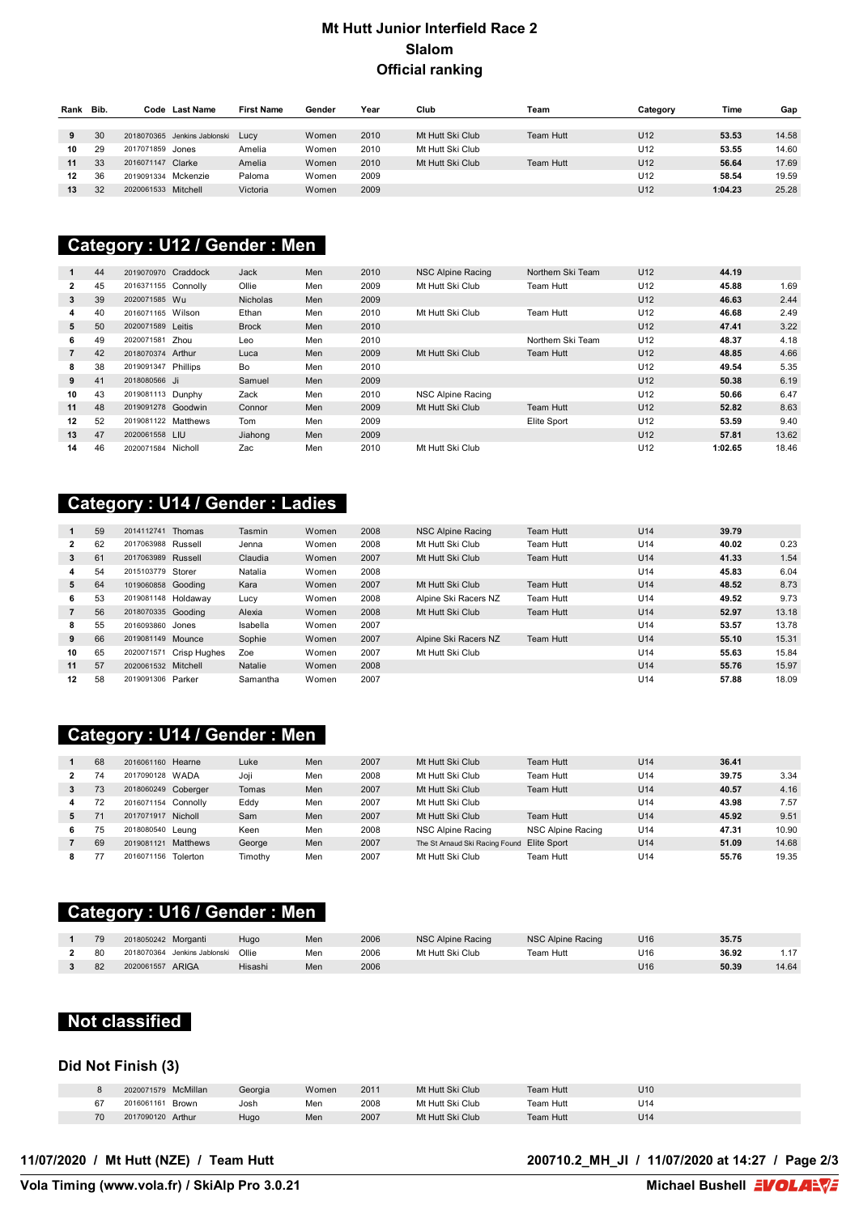# Mt Hutt Junior Interfield Race 2
## Slalom
## Official ranking

| Rank | Bib. | Code | Last Name | First Name | Gender | Year | Club | Team | Category | Time | Gap |
|---|---|---|---|---|---|---|---|---|---|---|---|
| 9 | 30 | 2018070365 | Jenkins Jablonski | Lucy | Women | 2010 | Mt Hutt Ski Club | Team Hutt | U12 | 53.53 | 14.58 |
| 10 | 29 | 2017071859 | Jones | Amelia | Women | 2010 | Mt Hutt Ski Club | | U12 | 53.55 | 14.60 |
| 11 | 33 | 2016071147 | Clarke | Amelia | Women | 2010 | Mt Hutt Ski Club | Team Hutt | U12 | 56.64 | 17.69 |
| 12 | 36 | 2019091334 | Mckenzie | Paloma | Women | 2009 | | | U12 | 58.54 | 19.59 |
| 13 | 32 | 2020061533 | Mitchell | Victoria | Women | 2009 | | | U12 | 1:04.23 | 25.28 |

## Category : U12 / Gender : Men

| Rank | Bib. | Code | Last Name | First Name | Gender | Year | Club | Team | Category | Time | Gap |
|---|---|---|---|---|---|---|---|---|---|---|---|
| 1 | 44 | 2019070970 | Craddock | Jack | Men | 2010 | NSC Alpine Racing | Northern Ski Team | U12 | 44.19 | |
| 2 | 45 | 2016371155 | Connolly | Ollie | Men | 2009 | Mt Hutt Ski Club | Team Hutt | U12 | 45.88 | 1.69 |
| 3 | 39 | 2020071585 | Wu | Nicholas | Men | 2009 | | | U12 | 46.63 | 2.44 |
| 4 | 40 | 2016071165 | Wilson | Ethan | Men | 2010 | Mt Hutt Ski Club | Team Hutt | U12 | 46.68 | 2.49 |
| 5 | 50 | 2020071589 | Leitis | Brock | Men | 2010 | | | U12 | 47.41 | 3.22 |
| 6 | 49 | 2020071581 | Zhou | Leo | Men | 2010 | | Northern Ski Team | U12 | 48.37 | 4.18 |
| 7 | 42 | 2018070374 | Arthur | Luca | Men | 2009 | Mt Hutt Ski Club | Team Hutt | U12 | 48.85 | 4.66 |
| 8 | 38 | 2019091347 | Phillips | Bo | Men | 2010 | | | U12 | 49.54 | 5.35 |
| 9 | 41 | 2018080566 | Ji | Samuel | Men | 2009 | | | U12 | 50.38 | 6.19 |
| 10 | 43 | 2019081113 | Dunphy | Zack | Men | 2010 | NSC Alpine Racing | | U12 | 50.66 | 6.47 |
| 11 | 48 | 2019091278 | Goodwin | Connor | Men | 2009 | Mt Hutt Ski Club | Team Hutt | U12 | 52.82 | 8.63 |
| 12 | 52 | 2019081122 | Matthews | Tom | Men | 2009 | | Elite Sport | U12 | 53.59 | 9.40 |
| 13 | 47 | 2020061558 | LIU | Jiahong | Men | 2009 | | | U12 | 57.81 | 13.62 |
| 14 | 46 | 2020071584 | Nicholl | Zac | Men | 2010 | Mt Hutt Ski Club | | U12 | 1:02.65 | 18.46 |

## Category : U14 / Gender : Ladies

| Rank | Bib. | Code | Last Name | First Name | Gender | Year | Club | Team | Category | Time | Gap |
|---|---|---|---|---|---|---|---|---|---|---|---|
| 1 | 59 | 2014112741 | Thomas | Tasmin | Women | 2008 | NSC Alpine Racing | Team Hutt | U14 | 39.79 | |
| 2 | 62 | 2017063988 | Russell | Jenna | Women | 2008 | Mt Hutt Ski Club | Team Hutt | U14 | 40.02 | 0.23 |
| 3 | 61 | 2017063989 | Russell | Claudia | Women | 2007 | Mt Hutt Ski Club | Team Hutt | U14 | 41.33 | 1.54 |
| 4 | 54 | 2015103779 | Storer | Natalia | Women | 2008 | | | U14 | 45.83 | 6.04 |
| 5 | 64 | 1019060858 | Gooding | Kara | Women | 2007 | Mt Hutt Ski Club | Team Hutt | U14 | 48.52 | 8.73 |
| 6 | 53 | 2019081148 | Holdaway | Lucy | Women | 2008 | Alpine Ski Racers NZ | Team Hutt | U14 | 49.52 | 9.73 |
| 7 | 56 | 2018070335 | Gooding | Alexia | Women | 2008 | Mt Hutt Ski Club | Team Hutt | U14 | 52.97 | 13.18 |
| 8 | 55 | 2016093860 | Jones | Isabella | Women | 2007 | | | U14 | 53.57 | 13.78 |
| 9 | 66 | 2019081149 | Mounce | Sophie | Women | 2007 | Alpine Ski Racers NZ | Team Hutt | U14 | 55.10 | 15.31 |
| 10 | 65 | 2020071571 | Crisp Hughes | Zoe | Women | 2007 | Mt Hutt Ski Club | | U14 | 55.63 | 15.84 |
| 11 | 57 | 2020061532 | Mitchell | Natalie | Women | 2008 | | | U14 | 55.76 | 15.97 |
| 12 | 58 | 2019091306 | Parker | Samantha | Women | 2007 | | | U14 | 57.88 | 18.09 |

## Category : U14 / Gender : Men

| Rank | Bib. | Code | Last Name | First Name | Gender | Year | Club | Team | Category | Time | Gap |
|---|---|---|---|---|---|---|---|---|---|---|---|
| 1 | 68 | 2016061160 | Hearne | Luke | Men | 2007 | Mt Hutt Ski Club | Team Hutt | U14 | 36.41 | |
| 2 | 74 | 2017090128 | WADA | Joji | Men | 2008 | Mt Hutt Ski Club | Team Hutt | U14 | 39.75 | 3.34 |
| 3 | 73 | 2018060249 | Coberger | Tomas | Men | 2007 | Mt Hutt Ski Club | Team Hutt | U14 | 40.57 | 4.16 |
| 4 | 72 | 2016071154 | Connolly | Eddy | Men | 2007 | Mt Hutt Ski Club | | U14 | 43.98 | 7.57 |
| 5 | 71 | 2017071917 | Nicholl | Sam | Men | 2007 | Mt Hutt Ski Club | Team Hutt | U14 | 45.92 | 9.51 |
| 6 | 75 | 2018080540 | Leung | Keen | Men | 2008 | NSC Alpine Racing | NSC Alpine Racing | U14 | 47.31 | 10.90 |
| 7 | 69 | 2019081121 | Matthews | George | Men | 2007 | The St Arnaud Ski Racing Found | Elite Sport | U14 | 51.09 | 14.68 |
| 8 | 77 | 2016071156 | Tolerton | Timothy | Men | 2007 | Mt Hutt Ski Club | Team Hutt | U14 | 55.76 | 19.35 |

## Category : U16 / Gender : Men

| Rank | Bib. | Code | Last Name | First Name | Gender | Year | Club | Team | Category | Time | Gap |
|---|---|---|---|---|---|---|---|---|---|---|---|
| 1 | 79 | 2018050242 | Morganti | Hugo | Men | 2006 | NSC Alpine Racing | NSC Alpine Racing | U16 | 35.75 | |
| 2 | 80 | 2018070364 | Jenkins Jablonski | Ollie | Men | 2006 | Mt Hutt Ski Club | Team Hutt | U16 | 36.92 | 1.17 |
| 3 | 82 | 2020061557 | ARIGA | Hisashi | Men | 2006 | | | U16 | 50.39 | 14.64 |

## Not classified

### Did Not Finish (3)

| Bib. | Code | Last Name | First Name | Gender | Year | Club | Team | Category |
|---|---|---|---|---|---|---|---|---|
| 8 | 2020071579 | McMillan | Georgia | Women | 2011 | Mt Hutt Ski Club | Team Hutt | U10 |
| 67 | 2016061161 | Brown | Josh | Men | 2008 | Mt Hutt Ski Club | Team Hutt | U14 |
| 70 | 2017090120 | Arthur | Hugo | Men | 2007 | Mt Hutt Ski Club | Team Hutt | U14 |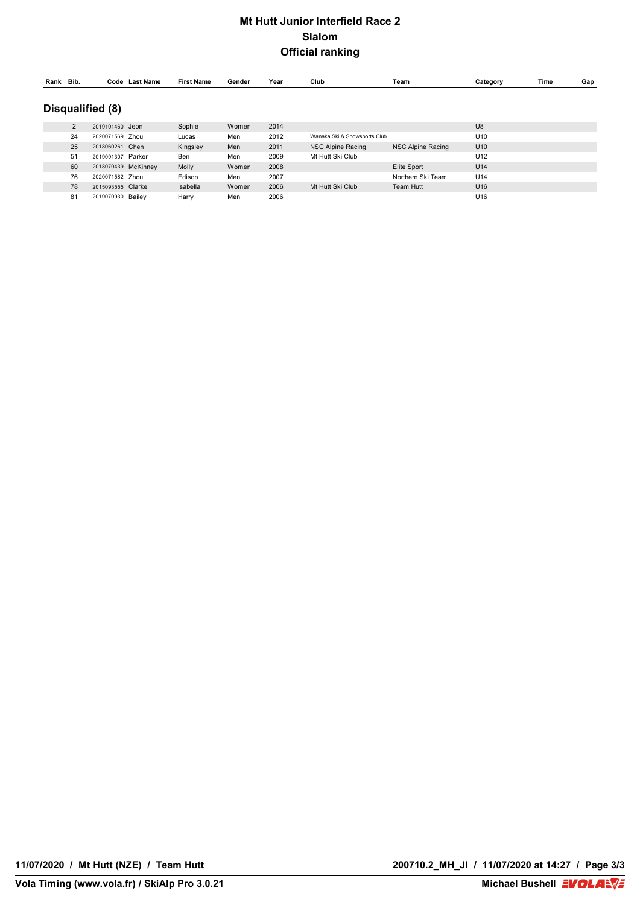# Mt Hutt Junior Interfield Race 2
## Slalom
## Official ranking

| Rank | Bib. | Code | Last Name | First Name | Gender | Year | Club | Team | Category | Time | Gap |
|---|---|---|---|---|---|---|---|---|---|---|---|

### Disqualified (8)

| Rank | Bib. | Code | Last Name | First Name | Gender | Year | Club | Team | Category | Time | Gap |
|---|---|---|---|---|---|---|---|---|---|---|---|
| | 2 | 2019101460 | Jeon | Sophie | Women | 2014 | | | U8 | | |
| | 24 | 2020071569 | Zhou | Lucas | Men | 2012 | Wanaka Ski & Snowsports Club | | U10 | | |
| | 25 | 2018060261 | Chen | Kingsley | Men | 2011 | NSC Alpine Racing | NSC Alpine Racing | U10 | | |
| | 51 | 2019091307 | Parker | Ben | Men | 2009 | Mt Hutt Ski Club | | U12 | | |
| | 60 | 2018070439 | McKinney | Molly | Women | 2008 | | Elite Sport | U14 | | |
| | 76 | 2020071582 | Zhou | Edison | Men | 2007 | | Northern Ski Team | U14 | | |
| | 78 | 2015093555 | Clarke | Isabella | Women | 2006 | Mt Hutt Ski Club | Team Hutt | U16 | | |
| | 81 | 2019070930 | Bailey | Harry | Men | 2006 | | | U16 | | |

11/07/2020 / Mt Hutt (NZE) / Team Hutt

200710.2_MH_JI / 11/07/2020 at 14:27

Vola Timing (www.vola.fr) / SkiAlp Pro 3.0.21

Michael Bushell